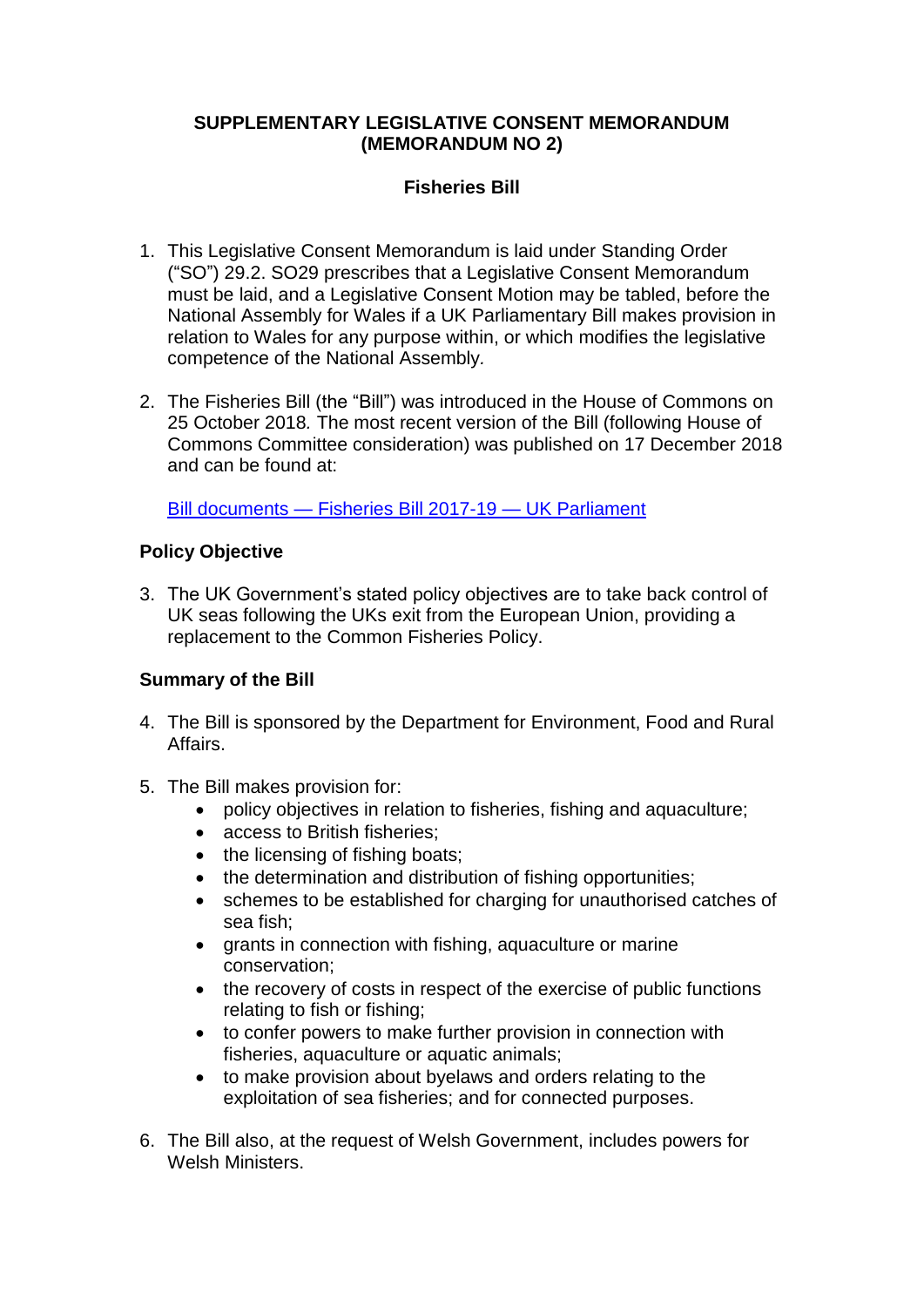# SUPPLEMENTARY LEGISLATIVE CONSENT MEMORANDUM (MEMORANDUM NO 2)

## Fisheries Bill

1. This Legislative Consent Memorandum is laid under Standing Order ("SO") 29.2. SO29 prescribes that a Legislative Consent Memorandum must be laid, and a Legislative Consent Motion may be tabled, before the National Assembly for Wales if a UK Parliamentary Bill makes provision in relation to Wales for any purpose within, or which modifies the legislative competence of the National Assembly.

2. The Fisheries Bill (the "Bill") was introduced in the House of Commons on 25 October 2018. The most recent version of the Bill (following House of Commons Committee consideration) was published on 17 December 2018 and can be found at:

   [Bill documents — Fisheries Bill 2017-19 — UK Parliament]()

### Policy Objective

3. The UK Government's stated policy objectives are to take back control of UK seas following the UKs exit from the European Union, providing a replacement to the Common Fisheries Policy.

### Summary of the Bill

4. The Bill is sponsored by the Department for Environment, Food and Rural Affairs.

5. The Bill makes provision for:
   - policy objectives in relation to fisheries, fishing and aquaculture;
   - access to British fisheries;
   - the licensing of fishing boats;
   - the determination and distribution of fishing opportunities;
   - schemes to be established for charging for unauthorised catches of sea fish;
   - grants in connection with fishing, aquaculture or marine conservation;
   - the recovery of costs in respect of the exercise of public functions relating to fish or fishing;
   - to confer powers to make further provision in connection with fisheries, aquaculture or aquatic animals;
   - to make provision about byelaws and orders relating to the exploitation of sea fisheries; and for connected purposes.

6. The Bill also, at the request of Welsh Government, includes powers for Welsh Ministers.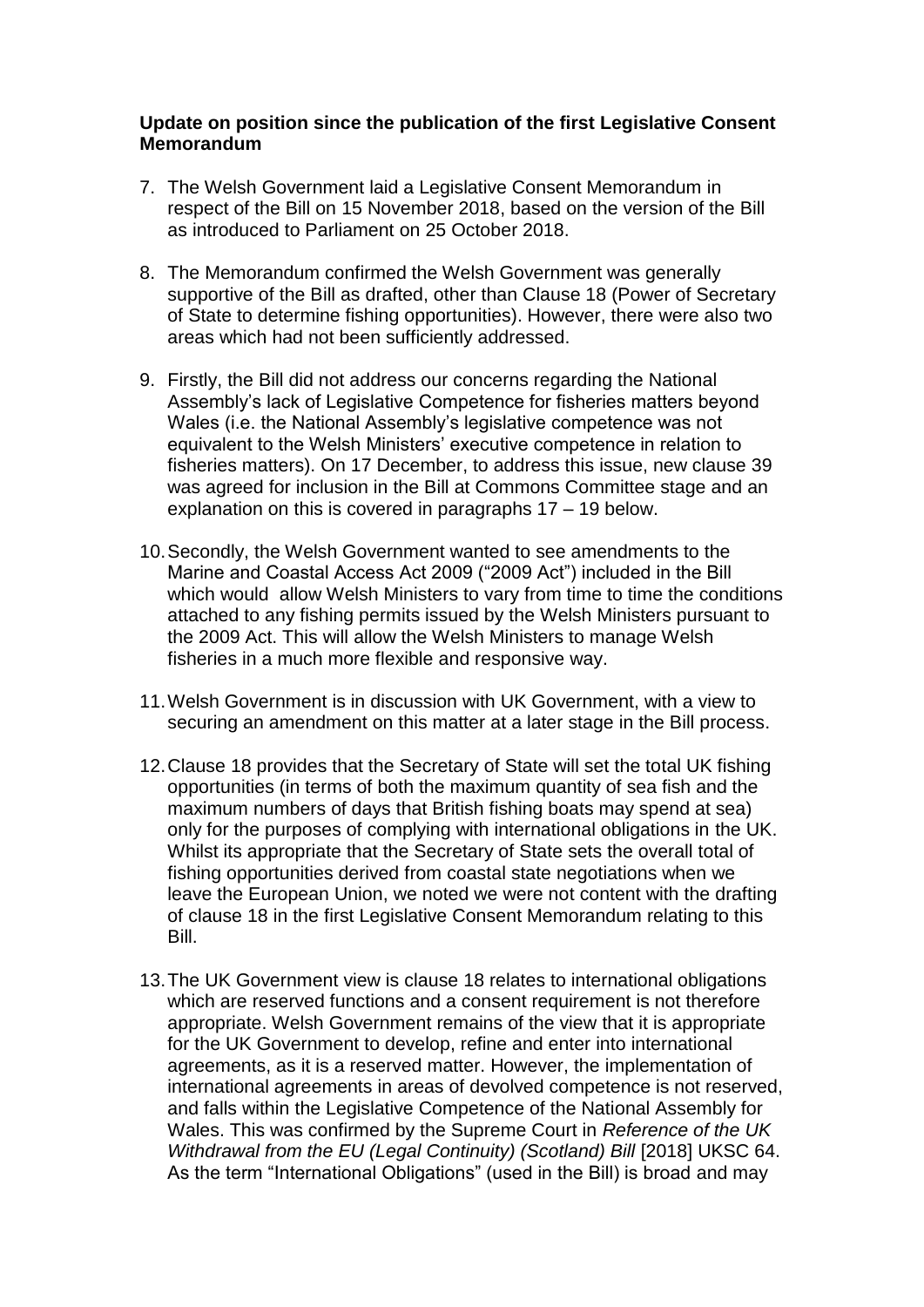**Update on position since the publication of the first Legislative Consent Memorandum**

7. The Welsh Government laid a Legislative Consent Memorandum in respect of the Bill on 15 November 2018, based on the version of the Bill as introduced to Parliament on 25 October 2018.

8. The Memorandum confirmed the Welsh Government was generally supportive of the Bill as drafted, other than Clause 18 (Power of Secretary of State to determine fishing opportunities). However, there were also two areas which had not been sufficiently addressed.

9. Firstly, the Bill did not address our concerns regarding the National Assembly's lack of Legislative Competence for fisheries matters beyond Wales (i.e. the National Assembly's legislative competence was not equivalent to the Welsh Ministers' executive competence in relation to fisheries matters). On 17 December, to address this issue, new clause 39 was agreed for inclusion in the Bill at Commons Committee stage and an explanation on this is covered in paragraphs 17 – 19 below.

10. Secondly, the Welsh Government wanted to see amendments to the Marine and Coastal Access Act 2009 ("2009 Act") included in the Bill which would allow Welsh Ministers to vary from time to time the conditions attached to any fishing permits issued by the Welsh Ministers pursuant to the 2009 Act. This will allow the Welsh Ministers to manage Welsh fisheries in a much more flexible and responsive way.

11. Welsh Government is in discussion with UK Government, with a view to securing an amendment on this matter at a later stage in the Bill process.

12. Clause 18 provides that the Secretary of State will set the total UK fishing opportunities (in terms of both the maximum quantity of sea fish and the maximum numbers of days that British fishing boats may spend at sea) only for the purposes of complying with international obligations in the UK. Whilst its appropriate that the Secretary of State sets the overall total of fishing opportunities derived from coastal state negotiations when we leave the European Union, we noted we were not content with the drafting of clause 18 in the first Legislative Consent Memorandum relating to this Bill.

13. The UK Government view is clause 18 relates to international obligations which are reserved functions and a consent requirement is not therefore appropriate. Welsh Government remains of the view that it is appropriate for the UK Government to develop, refine and enter into international agreements, as it is a reserved matter. However, the implementation of international agreements in areas of devolved competence is not reserved, and falls within the Legislative Competence of the National Assembly for Wales. This was confirmed by the Supreme Court in *Reference of the UK Withdrawal from the EU (Legal Continuity) (Scotland) Bill* [2018] UKSC 64. As the term "International Obligations" (used in the Bill) is broad and may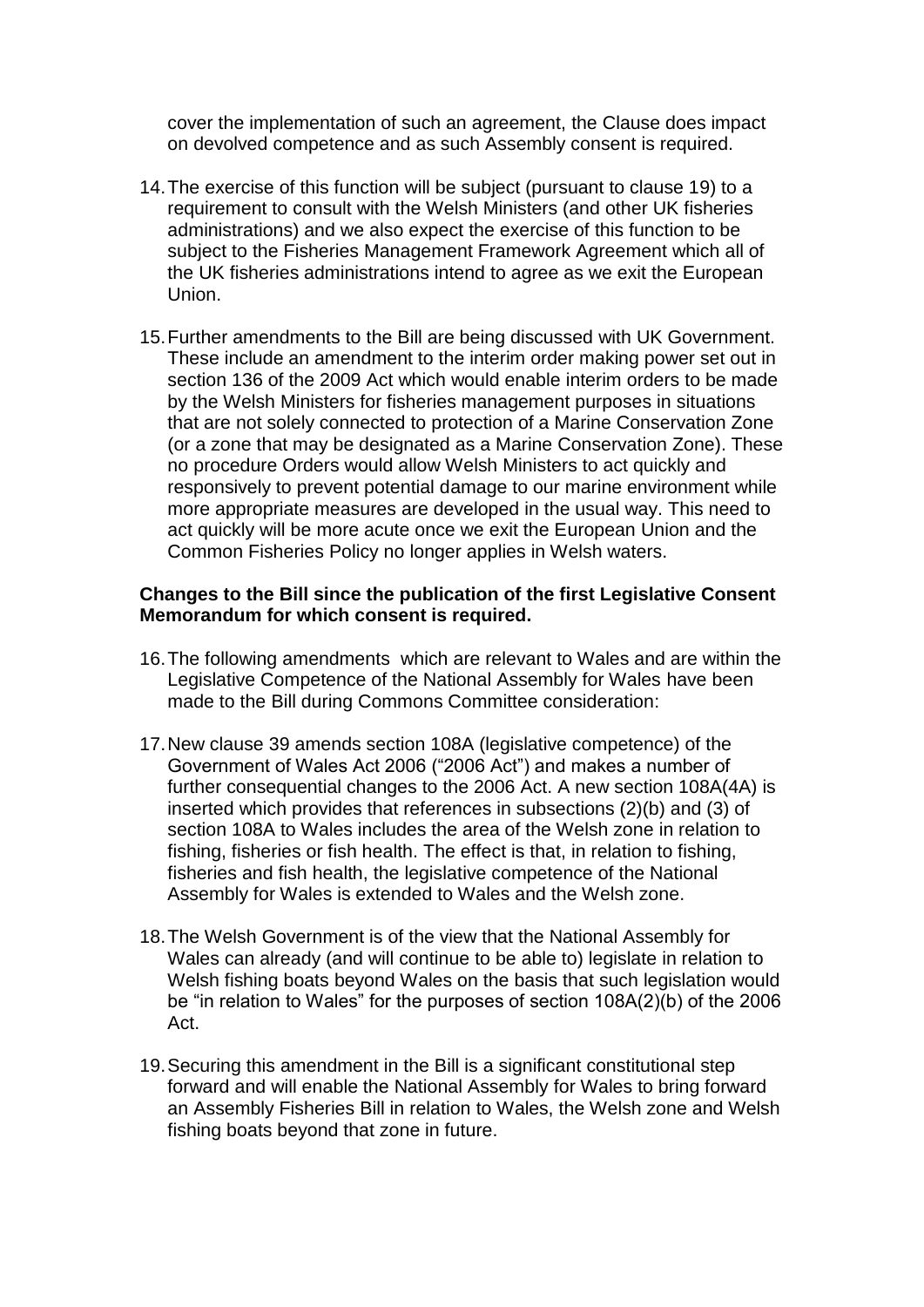cover the implementation of such an agreement, the Clause does impact on devolved competence and as such Assembly consent is required.

14. The exercise of this function will be subject (pursuant to clause 19) to a requirement to consult with the Welsh Ministers (and other UK fisheries administrations) and we also expect the exercise of this function to be subject to the Fisheries Management Framework Agreement which all of the UK fisheries administrations intend to agree as we exit the European Union.

15. Further amendments to the Bill are being discussed with UK Government. These include an amendment to the interim order making power set out in section 136 of the 2009 Act which would enable interim orders to be made by the Welsh Ministers for fisheries management purposes in situations that are not solely connected to protection of a Marine Conservation Zone (or a zone that may be designated as a Marine Conservation Zone). These no procedure Orders would allow Welsh Ministers to act quickly and responsively to prevent potential damage to our marine environment while more appropriate measures are developed in the usual way. This need to act quickly will be more acute once we exit the European Union and the Common Fisheries Policy no longer applies in Welsh waters.

**Changes to the Bill since the publication of the first Legislative Consent Memorandum for which consent is required.**

16. The following amendments which are relevant to Wales and are within the Legislative Competence of the National Assembly for Wales have been made to the Bill during Commons Committee consideration:

17. New clause 39 amends section 108A (legislative competence) of the Government of Wales Act 2006 ("2006 Act") and makes a number of further consequential changes to the 2006 Act. A new section 108A(4A) is inserted which provides that references in subsections (2)(b) and (3) of section 108A to Wales includes the area of the Welsh zone in relation to fishing, fisheries or fish health. The effect is that, in relation to fishing, fisheries and fish health, the legislative competence of the National Assembly for Wales is extended to Wales and the Welsh zone.

18. The Welsh Government is of the view that the National Assembly for Wales can already (and will continue to be able to) legislate in relation to Welsh fishing boats beyond Wales on the basis that such legislation would be "in relation to Wales" for the purposes of section 108A(2)(b) of the 2006 Act.

19. Securing this amendment in the Bill is a significant constitutional step forward and will enable the National Assembly for Wales to bring forward an Assembly Fisheries Bill in relation to Wales, the Welsh zone and Welsh fishing boats beyond that zone in future.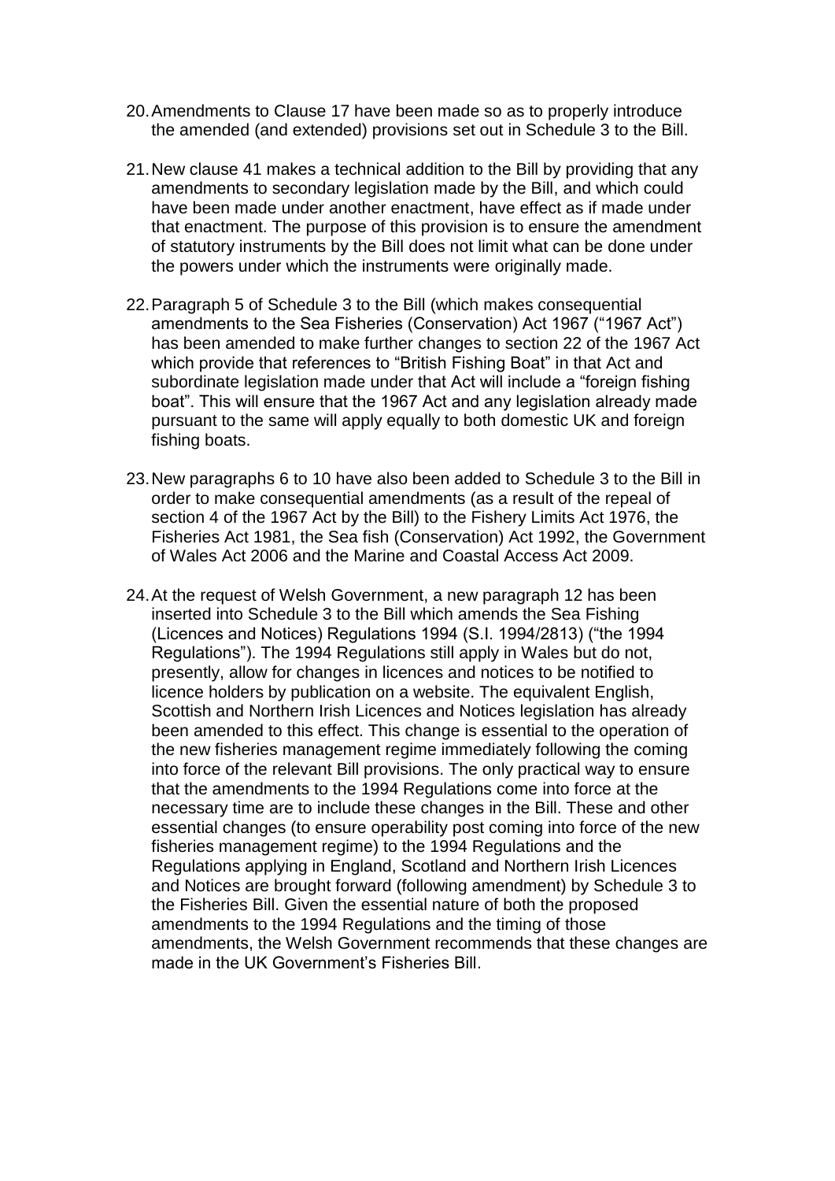20. Amendments to Clause 17 have been made so as to properly introduce the amended (and extended) provisions set out in Schedule 3 to the Bill.

21. New clause 41 makes a technical addition to the Bill by providing that any amendments to secondary legislation made by the Bill, and which could have been made under another enactment, have effect as if made under that enactment. The purpose of this provision is to ensure the amendment of statutory instruments by the Bill does not limit what can be done under the powers under which the instruments were originally made.

22. Paragraph 5 of Schedule 3 to the Bill (which makes consequential amendments to the Sea Fisheries (Conservation) Act 1967 ("1967 Act") has been amended to make further changes to section 22 of the 1967 Act which provide that references to "British Fishing Boat" in that Act and subordinate legislation made under that Act will include a "foreign fishing boat". This will ensure that the 1967 Act and any legislation already made pursuant to the same will apply equally to both domestic UK and foreign fishing boats.

23. New paragraphs 6 to 10 have also been added to Schedule 3 to the Bill in order to make consequential amendments (as a result of the repeal of section 4 of the 1967 Act by the Bill) to the Fishery Limits Act 1976, the Fisheries Act 1981, the Sea fish (Conservation) Act 1992, the Government of Wales Act 2006 and the Marine and Coastal Access Act 2009.

24. At the request of Welsh Government, a new paragraph 12 has been inserted into Schedule 3 to the Bill which amends the Sea Fishing (Licences and Notices) Regulations 1994 (S.I. 1994/2813) ("the 1994 Regulations"). The 1994 Regulations still apply in Wales but do not, presently, allow for changes in licences and notices to be notified to licence holders by publication on a website. The equivalent English, Scottish and Northern Irish Licences and Notices legislation has already been amended to this effect. This change is essential to the operation of the new fisheries management regime immediately following the coming into force of the relevant Bill provisions. The only practical way to ensure that the amendments to the 1994 Regulations come into force at the necessary time are to include these changes in the Bill. These and other essential changes (to ensure operability post coming into force of the new fisheries management regime) to the 1994 Regulations and the Regulations applying in England, Scotland and Northern Irish Licences and Notices are brought forward (following amendment) by Schedule 3 to the Fisheries Bill. Given the essential nature of both the proposed amendments to the 1994 Regulations and the timing of those amendments, the Welsh Government recommends that these changes are made in the UK Government's Fisheries Bill.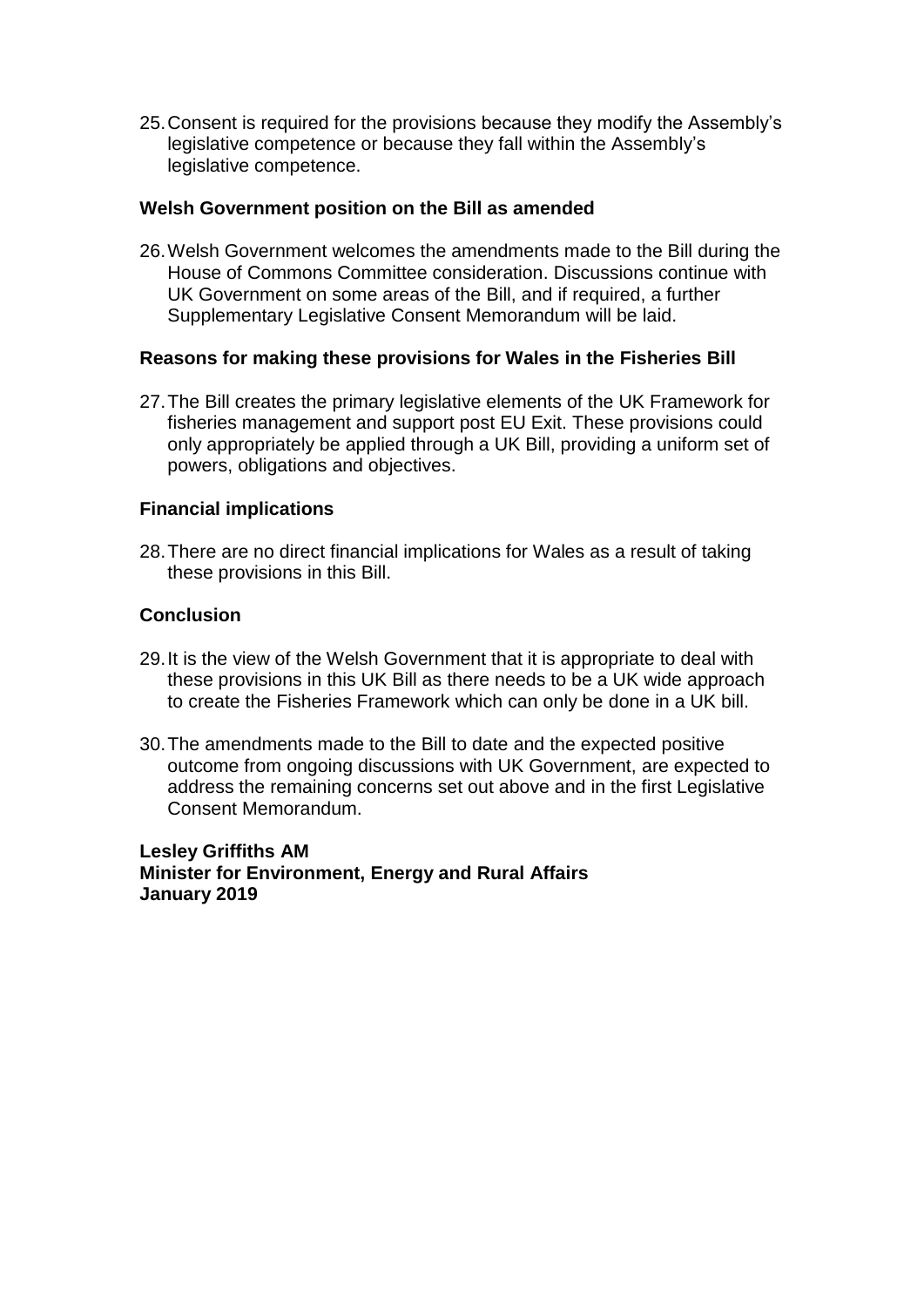25. Consent is required for the provisions because they modify the Assembly's legislative competence or because they fall within the Assembly's legislative competence.

**Welsh Government position on the Bill as amended**

26. Welsh Government welcomes the amendments made to the Bill during the House of Commons Committee consideration. Discussions continue with UK Government on some areas of the Bill, and if required, a further Supplementary Legislative Consent Memorandum will be laid.

**Reasons for making these provisions for Wales in the Fisheries Bill**

27. The Bill creates the primary legislative elements of the UK Framework for fisheries management and support post EU Exit. These provisions could only appropriately be applied through a UK Bill, providing a uniform set of powers, obligations and objectives.

**Financial implications**

28. There are no direct financial implications for Wales as a result of taking these provisions in this Bill.

**Conclusion**

29. It is the view of the Welsh Government that it is appropriate to deal with these provisions in this UK Bill as there needs to be a UK wide approach to create the Fisheries Framework which can only be done in a UK bill.

30. The amendments made to the Bill to date and the expected positive outcome from ongoing discussions with UK Government, are expected to address the remaining concerns set out above and in the first Legislative Consent Memorandum.

**Lesley Griffiths AM**
**Minister for Environment, Energy and Rural Affairs**
**January 2019**